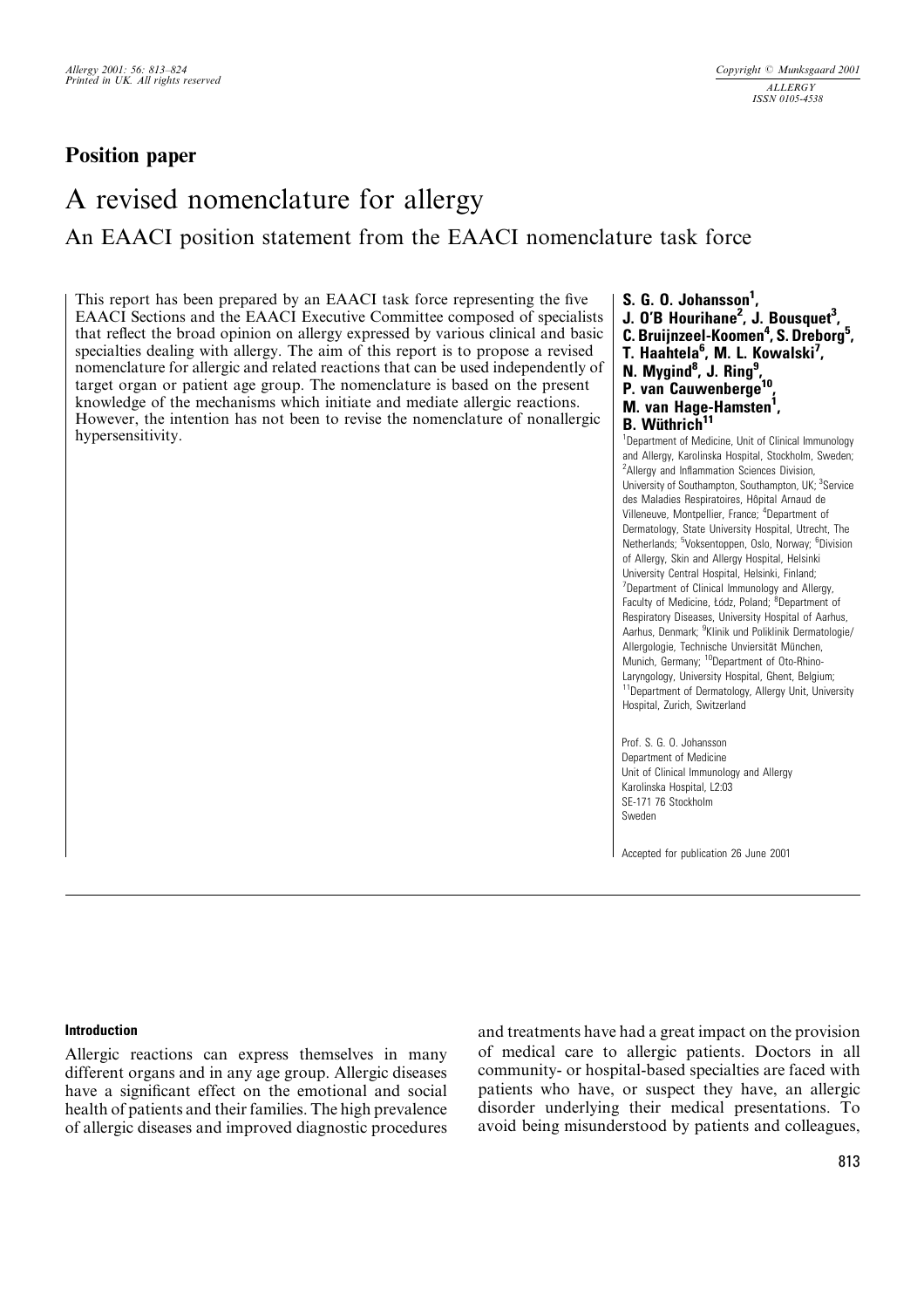## Position paper

# A revised nomenclature for allergy

### An EAACI position statement from the EAACI nomenclature task force

This report has been prepared by an EAACI task force representing the five EAACI Sections and the EAACI Executive Committee composed of specialists that reflect the broad opinion on allergy expressed by various clinical and basic specialties dealing with allergy. The aim of this report is to propose a revised nomenclature for allergic and related reactions that can be used independently of target organ or patient age group. The nomenclature is based on the present knowledge of the mechanisms which initiate and mediate allergic reactions. However, the intention has not been to revise the nomenclature of nonallergic hypersensitivity.

**S. G. O. Johansson[1], J. O'B Hourihane[2], J. Bousquet[3], C. Bruijnzeel-Koomen[4], S. Dreborg[5], T. Haahtela[6], M. L. Kowalski[7], N. Mygind[8], J. Ring[9], P. van Cauwenberge[10], M. van Hage-Hamsten[1], B. Wüthrich[11]**

[1]Department of Medicine, Unit of Clinical Immunology and Allergy, Karolinska Hospital, Stockholm, Sweden; [2]Allergy and Inflammation Sciences Division, University of Southampton, Southampton, UK; [3]Service des Maladies Respiratoires, Hôpital Arnaud de Villeneuve, Montpellier, France; [4]Department of Dermatology, State University Hospital, Utrecht, The Netherlands; [5]Voksentoppen, Oslo, Norway; [6]Division of Allergy, Skin and Allergy Hospital, Helsinki University Central Hospital, Helsinki, Finland; [7]Department of Clinical Immunology and Allergy, Faculty of Medicine, Łódz, Poland; [8]Department of Respiratory Diseases, University Hospital of Aarhus, Aarhus, Denmark; [9]Klinik und Poliklinik Dermatologie/Allergologie, Technische Unviersität München, Munich, Germany; [10]Department of Oto-Rhino-Laryngology, University Hospital, Ghent, Belgium; [11]Department of Dermatology, Allergy Unit, University Hospital, Zurich, Switzerland

Prof. S. G. O. Johansson
Department of Medicine
Unit of Clinical Immunology and Allergy
Karolinska Hospital, L2:03
SE-171 76 Stockholm
Sweden

Accepted for publication 26 June 2001

## Introduction

Allergic reactions can express themselves in many different organs and in any age group. Allergic diseases have a significant effect on the emotional and social health of patients and their families. The high prevalence of allergic diseases and improved diagnostic procedures and treatments have had a great impact on the provision of medical care to allergic patients. Doctors in all community- or hospital-based specialties are faced with patients who have, or suspect they have, an allergic disorder underlying their medical presentations. To avoid being misunderstood by patients and colleagues,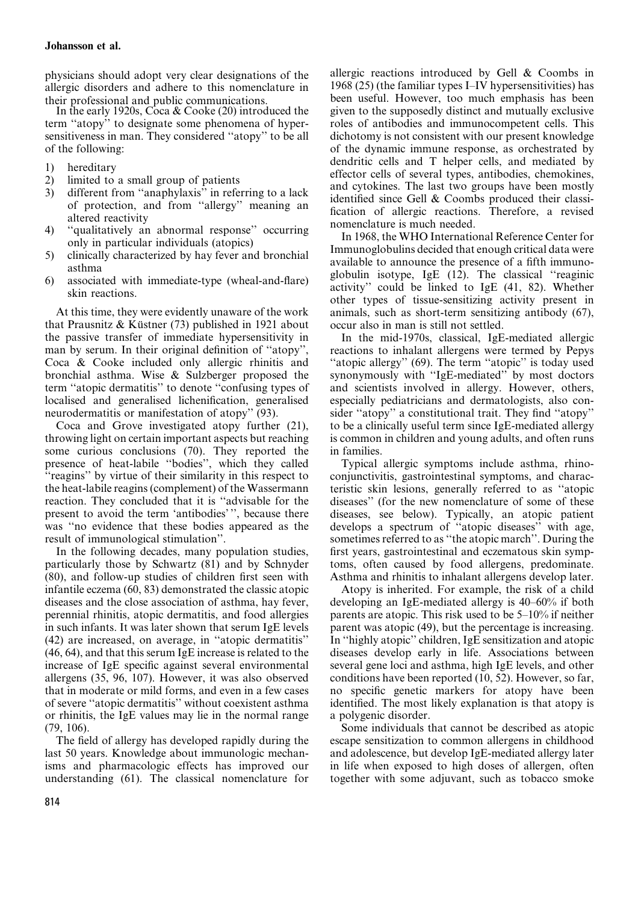physicians should adopt very clear designations of the allergic disorders and adhere to this nomenclature in their professional and public communications.

In the early 1920s, Coca & Cooke (20) introduced the term ''atopy'' to designate some phenomena of hypersensitiveness in man. They considered ''atopy'' to be all of the following:

1) hereditary
2) limited to a small group of patients
3) different from ''anaphylaxis'' in referring to a lack of protection, and from ''allergy'' meaning an altered reactivity
4) ''qualitatively an abnormal response'' occurring only in particular individuals (atopics)
5) clinically characterized by hay fever and bronchial asthma
6) associated with immediate-type (wheal-and-flare) skin reactions.

At this time, they were evidently unaware of the work that Prausnitz & Küstner (73) published in 1921 about the passive transfer of immediate hypersensitivity in man by serum. In their original definition of ''atopy'', Coca & Cooke included only allergic rhinitis and bronchial asthma. Wise & Sulzberger proposed the term ''atopic dermatitis'' to denote ''confusing types of localised and generalised lichenification, generalised neurodermatitis or manifestation of atopy'' (93).

Coca and Grove investigated atopy further (21), throwing light on certain important aspects but reaching some curious conclusions (70). They reported the presence of heat-labile ''bodies'', which they called ''reagins'' by virtue of their similarity in this respect to the heat-labile reagins (complement) of the Wassermann reaction. They concluded that it is ''advisable for the present to avoid the term 'antibodies' '', because there was ''no evidence that these bodies appeared as the result of immunological stimulation''.

In the following decades, many population studies, particularly those by Schwartz (81) and by Schnyder (80), and follow-up studies of children first seen with infantile eczema (60, 83) demonstrated the classic atopic diseases and the close association of asthma, hay fever, perennial rhinitis, atopic dermatitis, and food allergies in such infants. It was later shown that serum IgE levels (42) are increased, on average, in ''atopic dermatitis'' (46, 64), and that this serum IgE increase is related to the increase of IgE specific against several environmental allergens (35, 96, 107). However, it was also observed that in moderate or mild forms, and even in a few cases of severe ''atopic dermatitis'' without coexistent asthma or rhinitis, the IgE values may lie in the normal range (79, 106).

The field of allergy has developed rapidly during the last 50 years. Knowledge about immunologic mechanisms and pharmacologic effects has improved our understanding (61). The classical nomenclature for allergic reactions introduced by Gell & Coombs in 1968 (25) (the familiar types I–IV hypersensitivities) has been useful. However, too much emphasis has been given to the supposedly distinct and mutually exclusive roles of antibodies and immunocompetent cells. This dichotomy is not consistent with our present knowledge of the dynamic immune response, as orchestrated by dendritic cells and T helper cells, and mediated by effector cells of several types, antibodies, chemokines, and cytokines. The last two groups have been mostly identified since Gell & Coombs produced their classification of allergic reactions. Therefore, a revised nomenclature is much needed.

In 1968, the WHO International Reference Center for Immunoglobulins decided that enough critical data were available to announce the presence of a fifth immunoglobulin isotype, IgE (12). The classical ''reaginic activity'' could be linked to IgE (41, 82). Whether other types of tissue-sensitizing activity present in animals, such as short-term sensitizing antibody (67), occur also in man is still not settled.

In the mid-1970s, classical, IgE-mediated allergic reactions to inhalant allergens were termed by Pepys ''atopic allergy'' (69). The term ''atopic'' is today used synonymously with ''IgE-mediated'' by most doctors and scientists involved in allergy. However, others, especially pediatricians and dermatologists, also consider ''atopy'' a constitutional trait. They find ''atopy'' to be a clinically useful term since IgE-mediated allergy is common in children and young adults, and often runs in families.

Typical allergic symptoms include asthma, rhinoconjunctivitis, gastrointestinal symptoms, and characteristic skin lesions, generally referred to as ''atopic diseases'' (for the new nomenclature of some of these diseases, see below). Typically, an atopic patient develops a spectrum of ''atopic diseases'' with age, sometimes referred to as ''the atopic march''. During the first years, gastrointestinal and eczematous skin symptoms, often caused by food allergens, predominate. Asthma and rhinitis to inhalant allergens develop later.

Atopy is inherited. For example, the risk of a child developing an IgE-mediated allergy is 40–60% if both parents are atopic. This risk used to be 5–10% if neither parent was atopic (49), but the percentage is increasing. In ''highly atopic'' children, IgE sensitization and atopic diseases develop early in life. Associations between several gene loci and asthma, high IgE levels, and other conditions have been reported (10, 52). However, so far, no specific genetic markers for atopy have been identified. The most likely explanation is that atopy is a polygenic disorder.

Some individuals that cannot be described as atopic escape sensitization to common allergens in childhood and adolescence, but develop IgE-mediated allergy later in life when exposed to high doses of allergen, often together with some adjuvant, such as tobacco smoke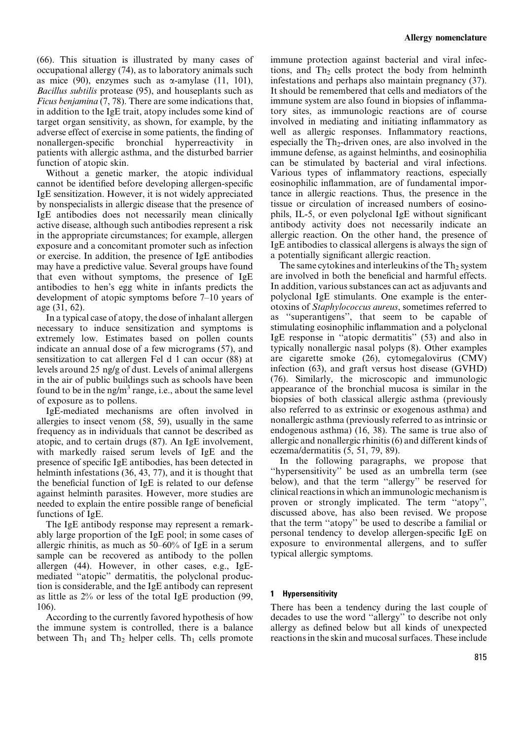(66). This situation is illustrated by many cases of occupational allergy (74), as to laboratory animals such as mice (90), enzymes such as α-amylase (11, 101), *Bacillus subtilis* protease (95), and houseplants such as *Ficus benjamina* (7, 78). There are some indications that, in addition to the IgE trait, atopy includes some kind of target organ sensitivity, as shown, for example, by the adverse effect of exercise in some patients, the finding of nonallergen-specific bronchial hyperreactivity in patients with allergic asthma, and the disturbed barrier function of atopic skin.

Without a genetic marker, the atopic individual cannot be identified before developing allergen-specific IgE sensitization. However, it is not widely appreciated by nonspecialists in allergic disease that the presence of IgE antibodies does not necessarily mean clinically active disease, although such antibodies represent a risk in the appropriate circumstances; for example, allergen exposure and a concomitant promoter such as infection or exercise. In addition, the presence of IgE antibodies may have a predictive value. Several groups have found that even without symptoms, the presence of IgE antibodies to hen's egg white in infants predicts the development of atopic symptoms before 7–10 years of age (31, 62).

In a typical case of atopy, the dose of inhalant allergen necessary to induce sensitization and symptoms is extremely low. Estimates based on pollen counts indicate an annual dose of a few micrograms (57), and sensitization to cat allergen Fel d 1 can occur (88) at levels around 25 ng/g of dust. Levels of animal allergens in the air of public buildings such as schools have been found to be in the ng/m$^3$ range, i.e., about the same level of exposure as to pollens.

IgE-mediated mechanisms are often involved in allergies to insect venom (58, 59), usually in the same frequency as in individuals that cannot be described as atopic, and to certain drugs (87). An IgE involvement, with markedly raised serum levels of IgE and the presence of specific IgE antibodies, has been detected in helminth infestations (36, 43, 77), and it is thought that the beneficial function of IgE is related to our defense against helminth parasites. However, more studies are needed to explain the entire possible range of beneficial functions of IgE.

The IgE antibody response may represent a remarkably large proportion of the IgE pool; in some cases of allergic rhinitis, as much as 50–60% of IgE in a serum sample can be recovered as antibody to the pollen allergen (44). However, in other cases, e.g., IgE-mediated "atopic" dermatitis, the polyclonal production is considerable, and the IgE antibody can represent as little as 2% or less of the total IgE production (99, 106).

According to the currently favored hypothesis of how the immune system is controlled, there is a balance between $Th_1$ and $Th_2$ helper cells. $Th_1$ cells promote immune protection against bacterial and viral infections, and $Th_2$ cells protect the body from helminth infestations and perhaps also maintain pregnancy (37). It should be remembered that cells and mediators of the immune system are also found in biopsies of inflammatory sites, as immunologic reactions are of course involved in mediating and initiating inflammatory as well as allergic responses. Inflammatory reactions, especially the $Th_2$-driven ones, are also involved in the immune defense, as against helminths, and eosinophilia can be stimulated by bacterial and viral infections. Various types of inflammatory reactions, especially eosinophilic inflammation, are of fundamental importance in allergic reactions. Thus, the presence in the tissue or circulation of increased numbers of eosinophils, IL-5, or even polyclonal IgE without significant antibody activity does not necessarily indicate an allergic reaction. On the other hand, the presence of IgE antibodies to classical allergens is always the sign of a potentially significant allergic reaction.

The same cytokines and interleukins of the $Th_2$ system are involved in both the beneficial and harmful effects. In addition, various substances can act as adjuvants and polyclonal IgE stimulants. One example is the enterotoxins of *Staphylococcus aureus*, sometimes referred to as "superantigens", that seem to be capable of stimulating eosinophilic inflammation and a polyclonal IgE response in "atopic dermatitis" (53) and also in typically nonallergic nasal polyps (8). Other examples are cigarette smoke (26), cytomegalovirus (CMV) infection (63), and graft versus host disease (GVHD) (76). Similarly, the microscopic and immunologic appearance of the bronchial mucosa is similar in the biopsies of both classical allergic asthma (previously also referred to as extrinsic or exogenous asthma) and nonallergic asthma (previously referred to as intrinsic or endogenous asthma) (16, 38). The same is true also of allergic and nonallergic rhinitis (6) and different kinds of eczema/dermatitis (5, 51, 79, 89).

In the following paragraphs, we propose that "hypersensitivity" be used as an umbrella term (see below), and that the term "allergy" be reserved for clinical reactions in which an immunologic mechanism is proven or strongly implicated. The term "atopy", discussed above, has also been revised. We propose that the term "atopy" be used to describe a familial or personal tendency to develop allergen-specific IgE on exposure to environmental allergens, and to suffer typical allergic symptoms.

## 1 Hypersensitivity

There has been a tendency during the last couple of decades to use the word "allergy" to describe not only allergy as defined below but all kinds of unexpected reactions in the skin and mucosal surfaces. These include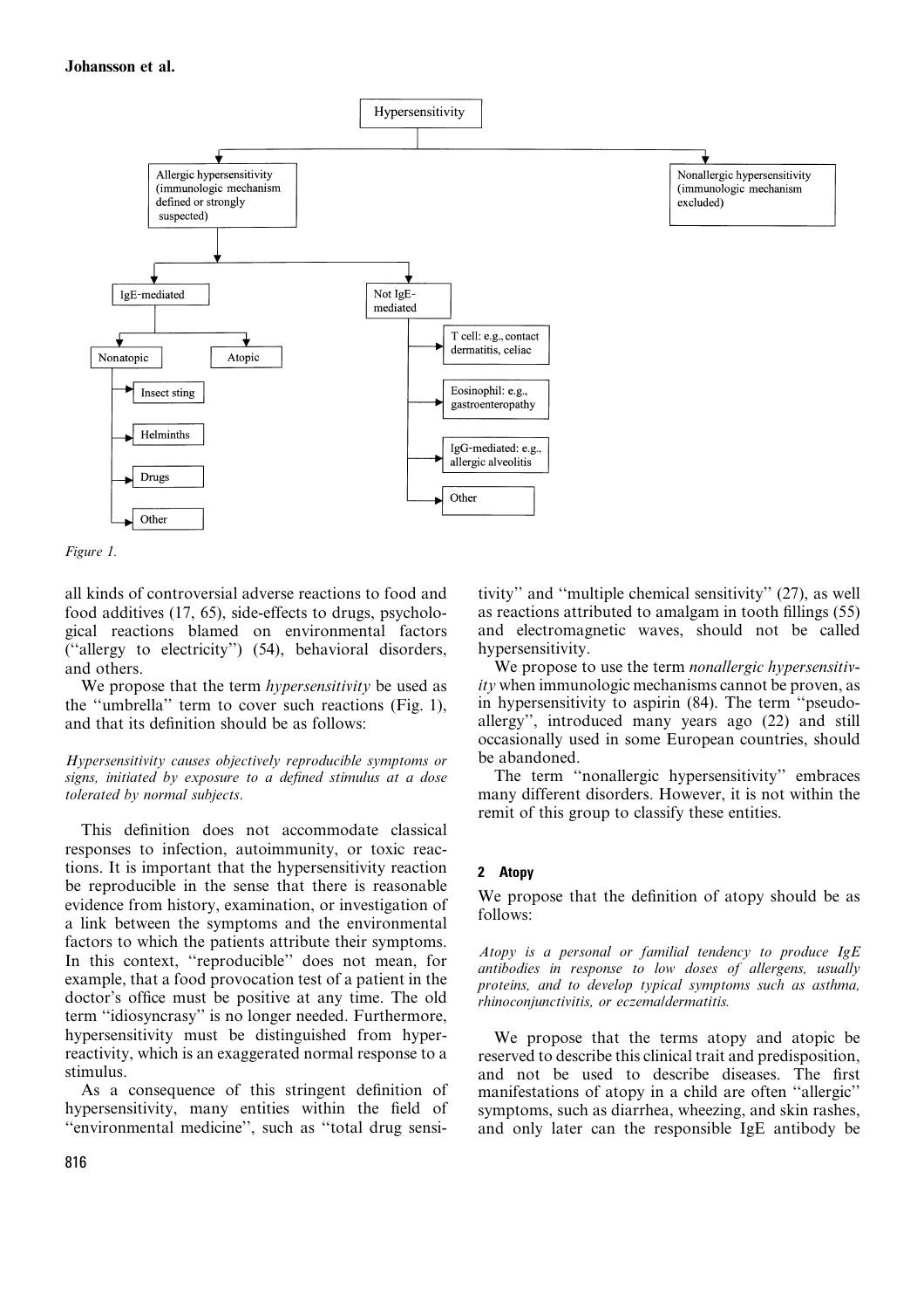- Hypersensitivity
  - Allergic hypersensitivity (immunologic mechanism defined or strongly suspected)
    - IgE-mediated
      - Nonatopic
        - Insect sting
        - Helminths
        - Drugs
        - Other
      - Atopic
    - Not IgE-mediated
      - T cell: e.g., contact dermatitis, celiac
      - Eosinophil: e.g., gastroenteropathy
      - IgG-mediated: e.g., allergic alveolitis
      - Other
  - Nonallergic hypersensitivity (immunologic mechanism excluded)

*Figure 1.*

all kinds of controversial adverse reactions to food and food additives (17, 65), side-effects to drugs, psychological reactions blamed on environmental factors (''allergy to electricity'') (54), behavioral disorders, and others.

We propose that the term *hypersensitivity* be used as the ''umbrella'' term to cover such reactions (Fig. 1), and that its definition should be as follows:

*Hypersensitivity causes objectively reproducible symptoms or signs, initiated by exposure to a defined stimulus at a dose tolerated by normal subjects.*

This definition does not accommodate classical responses to infection, autoimmunity, or toxic reactions. It is important that the hypersensitivity reaction be reproducible in the sense that there is reasonable evidence from history, examination, or investigation of a link between the symptoms and the environmental factors to which the patients attribute their symptoms. In this context, ''reproducible'' does not mean, for example, that a food provocation test of a patient in the doctor's office must be positive at any time. The old term ''idiosyncrasy'' is no longer needed. Furthermore, hypersensitivity must be distinguished from hyperreactivity, which is an exaggerated normal response to a stimulus.

As a consequence of this stringent definition of hypersensitivity, many entities within the field of ''environmental medicine'', such as ''total drug sensitivity'' and ''multiple chemical sensitivity'' (27), as well as reactions attributed to amalgam in tooth fillings (55) and electromagnetic waves, should not be called hypersensitivity.

We propose to use the term *nonallergic hypersensitivity* when immunologic mechanisms cannot be proven, as in hypersensitivity to aspirin (84). The term ''pseudoallergy'', introduced many years ago (22) and still occasionally used in some European countries, should be abandoned.

The term ''nonallergic hypersensitivity'' embraces many different disorders. However, it is not within the remit of this group to classify these entities.

## 2 Atopy

We propose that the definition of atopy should be as follows:

*Atopy is a personal or familial tendency to produce IgE antibodies in response to low doses of allergens, usually proteins, and to develop typical symptoms such as asthma, rhinoconjunctivitis, or eczema/dermatitis.*

We propose that the terms atopy and atopic be reserved to describe this clinical trait and predisposition, and not be used to describe diseases. The first manifestations of atopy in a child are often ''allergic'' symptoms, such as diarrhea, wheezing, and skin rashes, and only later can the responsible IgE antibody be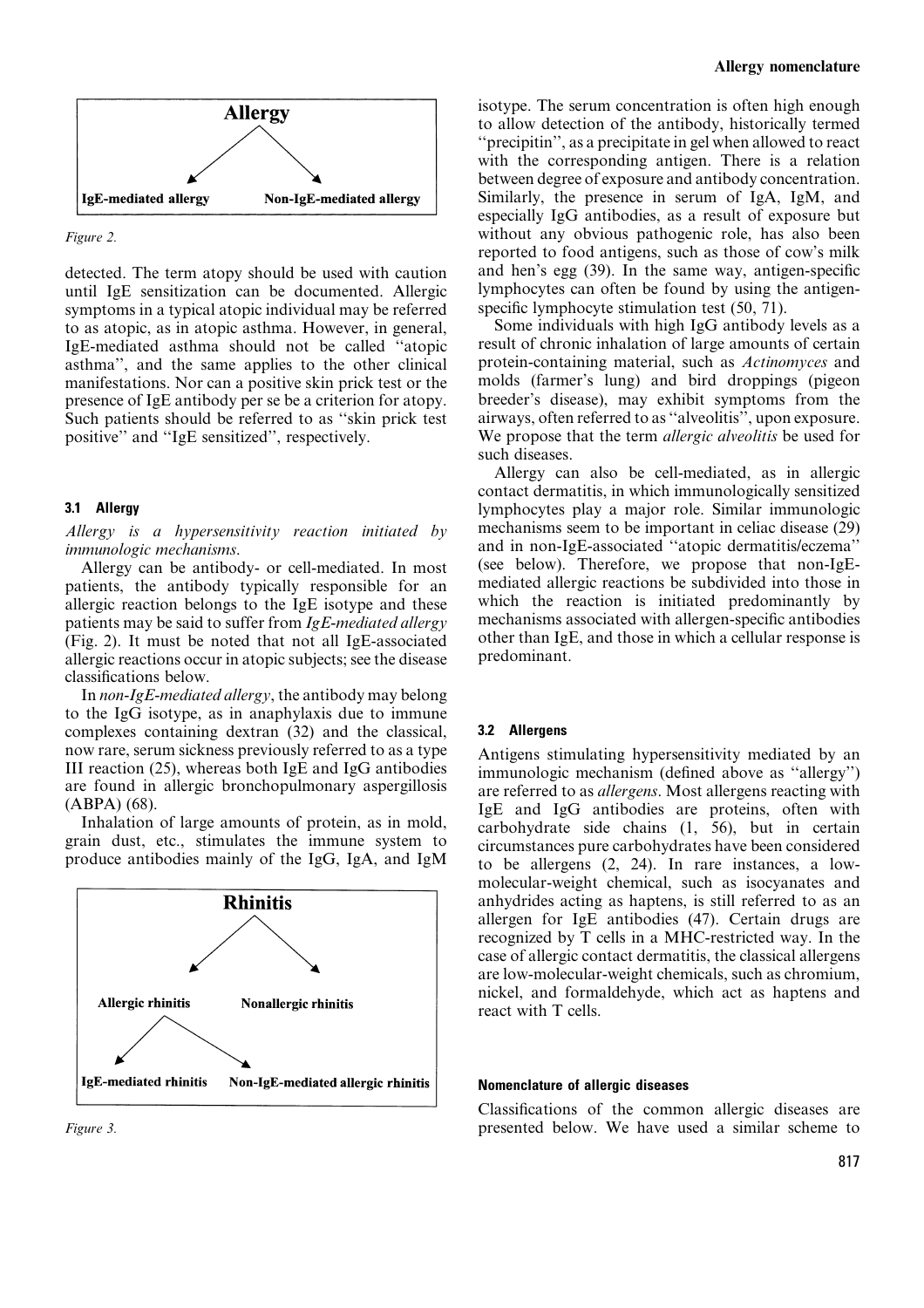Allergy

IgE-mediated allergy — Non-IgE-mediated allergy

*Figure 2.*

detected. The term atopy should be used with caution until IgE sensitization can be documented. Allergic symptoms in a typical atopic individual may be referred to as atopic, as in atopic asthma. However, in general, IgE-mediated asthma should not be called "atopic asthma", and the same applies to the other clinical manifestations. Nor can a positive skin prick test or the presence of IgE antibody per se be a criterion for atopy. Such patients should be referred to as "skin prick test positive" and "IgE sensitized", respectively.

### 3.1 Allergy

*Allergy is a hypersensitivity reaction initiated by immunologic mechanisms.*

Allergy can be antibody- or cell-mediated. In most patients, the antibody typically responsible for an allergic reaction belongs to the IgE isotype and these patients may be said to suffer from *IgE-mediated allergy* (Fig. 2). It must be noted that not all IgE-associated allergic reactions occur in atopic subjects; see the disease classifications below.

In *non-IgE-mediated allergy*, the antibody may belong to the IgG isotype, as in anaphylaxis due to immune complexes containing dextran (32) and the classical, now rare, serum sickness previously referred to as a type III reaction (25), whereas both IgE and IgG antibodies are found in allergic bronchopulmonary aspergillosis (ABPA) (68).

Inhalation of large amounts of protein, as in mold, grain dust, etc., stimulates the immune system to produce antibodies mainly of the IgG, IgA, and IgM isotype. The serum concentration is often high enough to allow detection of the antibody, historically termed "precipitin", as a precipitate in gel when allowed to react with the corresponding antigen. There is a relation between degree of exposure and antibody concentration. Similarly, the presence in serum of IgA, IgM, and especially IgG antibodies, as a result of exposure but without any obvious pathogenic role, has also been reported to food antigens, such as those of cow's milk and hen's egg (39). In the same way, antigen-specific lymphocytes can often be found by using the antigen-specific lymphocyte stimulation test (50, 71).

Some individuals with high IgG antibody levels as a result of chronic inhalation of large amounts of certain protein-containing material, such as *Actinomyces* and molds (farmer's lung) and bird droppings (pigeon breeder's disease), may exhibit symptoms from the airways, often referred to as "alveolitis", upon exposure. We propose that the term *allergic alveolitis* be used for such diseases.

Allergy can also be cell-mediated, as in allergic contact dermatitis, in which immunologically sensitized lymphocytes play a major role. Similar immunologic mechanisms seem to be important in celiac disease (29) and in non-IgE-associated "atopic dermatitis/eczema" (see below). Therefore, we propose that non-IgE-mediated allergic reactions be subdivided into those in which the reaction is initiated predominantly by mechanisms associated with allergen-specific antibodies other than IgE, and those in which a cellular response is predominant.

Rhinitis

Allergic rhinitis — Nonallergic rhinitis

IgE-mediated rhinitis — Non-IgE-mediated allergic rhinitis

*Figure 3.*

### 3.2 Allergens

Antigens stimulating hypersensitivity mediated by an immunologic mechanism (defined above as "allergy") are referred to as *allergens*. Most allergens reacting with IgE and IgG antibodies are proteins, often with carbohydrate side chains (1, 56), but in certain circumstances pure carbohydrates have been considered to be allergens (2, 24). In rare instances, a low-molecular-weight chemical, such as isocyanates and anhydrides acting as haptens, is still referred to as an allergen for IgE antibodies (47). Certain drugs are recognized by T cells in a MHC-restricted way. In the case of allergic contact dermatitis, the classical allergens are low-molecular-weight chemicals, such as chromium, nickel, and formaldehyde, which act as haptens and react with T cells.

### Nomenclature of allergic diseases

Classifications of the common allergic diseases are presented below. We have used a similar scheme to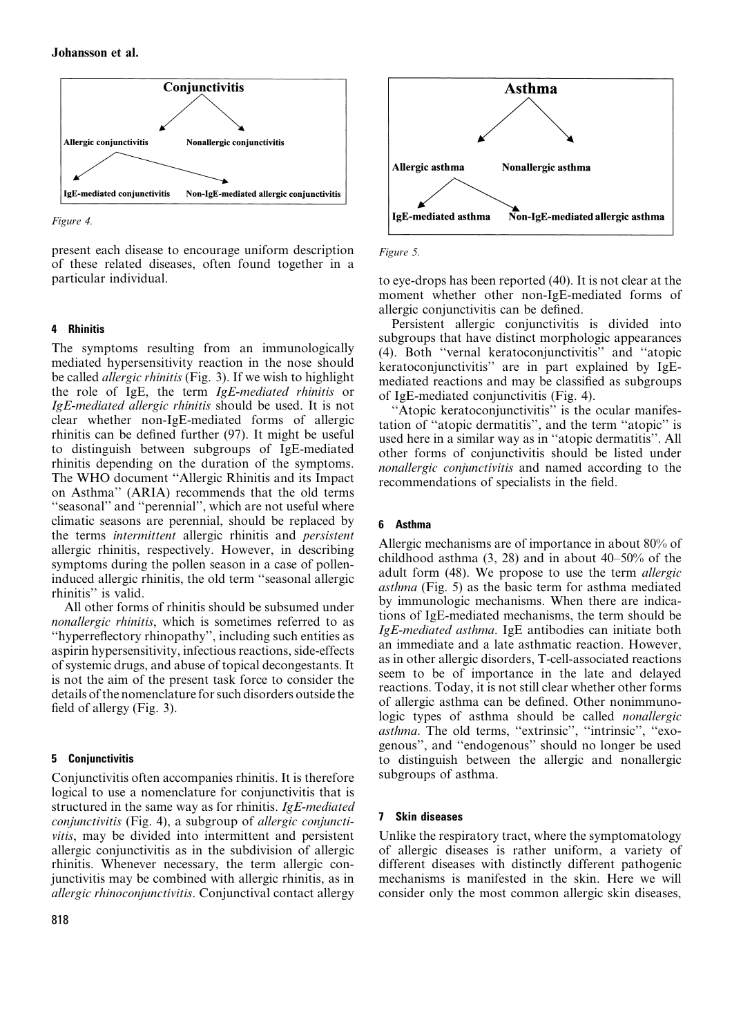Conjunctivitis

Allergic conjunctivitis — Nonallergic conjunctivitis

IgE-mediated conjunctivitis — Non-IgE-mediated allergic conjunctivitis

*Figure 4.*

present each disease to encourage uniform description of these related diseases, often found together in a particular individual.

## 4 Rhinitis

The symptoms resulting from an immunologically mediated hypersensitivity reaction in the nose should be called *allergic rhinitis* (Fig. 3). If we wish to highlight the role of IgE, the term *IgE-mediated rhinitis* or *IgE-mediated allergic rhinitis* should be used. It is not clear whether non-IgE-mediated forms of allergic rhinitis can be defined further (97). It might be useful to distinguish between subgroups of IgE-mediated rhinitis depending on the duration of the symptoms. The WHO document "Allergic Rhinitis and its Impact on Asthma" (ARIA) recommends that the old terms "seasonal" and "perennial", which are not useful where climatic seasons are perennial, should be replaced by the terms *intermittent* allergic rhinitis and *persistent* allergic rhinitis, respectively. However, in describing symptoms during the pollen season in a case of pollen-induced allergic rhinitis, the old term "seasonal allergic rhinitis" is valid.

All other forms of rhinitis should be subsumed under *nonallergic rhinitis*, which is sometimes referred to as "hyperreflectory rhinopathy", including such entities as aspirin hypersensitivity, infectious reactions, side-effects of systemic drugs, and abuse of topical decongestants. It is not the aim of the present task force to consider the details of the nomenclature for such disorders outside the field of allergy (Fig. 3).

## 5 Conjunctivitis

Conjunctivitis often accompanies rhinitis. It is therefore logical to use a nomenclature for conjunctivitis that is structured in the same way as for rhinitis. *IgE-mediated conjunctivitis* (Fig. 4), a subgroup of *allergic conjunctivitis*, may be divided into intermittent and persistent allergic conjunctivitis as in the subdivision of allergic rhinitis. Whenever necessary, the term allergic conjunctivitis may be combined with allergic rhinitis, as in *allergic rhinoconjunctivitis*. Conjunctival contact allergy to eye-drops has been reported (40). It is not clear at the moment whether other non-IgE-mediated forms of allergic conjunctivitis can be defined.

Persistent allergic conjunctivitis is divided into subgroups that have distinct morphologic appearances (4). Both "vernal keratoconjunctivitis" and "atopic keratoconjunctivitis" are in part explained by IgE-mediated reactions and may be classified as subgroups of IgE-mediated conjunctivitis (Fig. 4).

"Atopic keratoconjunctivitis" is the ocular manifestation of "atopic dermatitis", and the term "atopic" is used here in a similar way as in "atopic dermatitis". All other forms of conjunctivitis should be listed under *nonallergic conjunctivitis* and named according to the recommendations of specialists in the field.

Asthma

Allergic asthma — Nonallergic asthma

IgE-mediated asthma — Non-IgE-mediated allergic asthma

*Figure 5.*

## 6 Asthma

Allergic mechanisms are of importance in about 80% of childhood asthma (3, 28) and in about 40–50% of the adult form (48). We propose to use the term *allergic asthma* (Fig. 5) as the basic term for asthma mediated by immunologic mechanisms. When there are indications of IgE-mediated mechanisms, the term should be *IgE-mediated asthma*. IgE antibodies can initiate both an immediate and a late asthmatic reaction. However, as in other allergic disorders, T-cell-associated reactions seem to be of importance in the late and delayed reactions. Today, it is not still clear whether other forms of allergic asthma can be defined. Other nonimmunologic types of asthma should be called *nonallergic asthma*. The old terms, "extrinsic", "intrinsic", "exogenous", and "endogenous" should no longer be used to distinguish between the allergic and nonallergic subgroups of asthma.

## 7 Skin diseases

Unlike the respiratory tract, where the symptomatology of allergic diseases is rather uniform, a variety of different diseases with distinctly different pathogenic mechanisms is manifested in the skin. Here we will consider only the most common allergic skin diseases,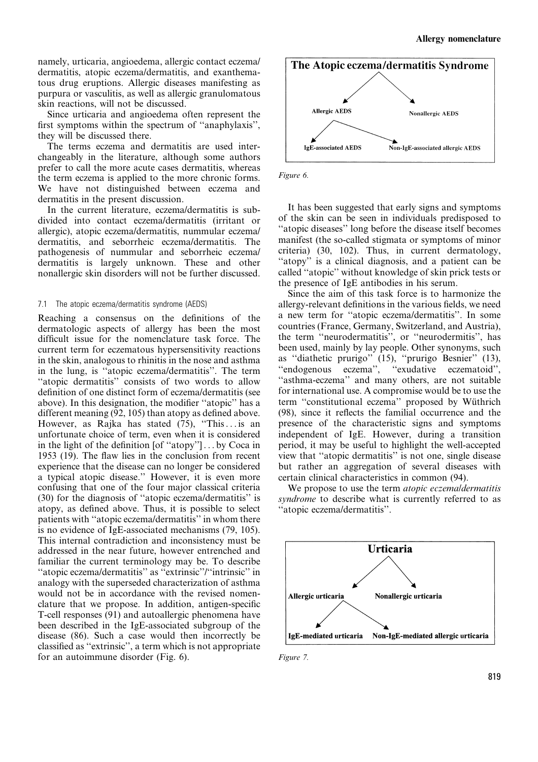namely, urticaria, angioedema, allergic contact eczema/dermatitis, atopic eczema/dermatitis, and exanthematous drug eruptions. Allergic diseases manifesting as purpura or vasculitis, as well as allergic granulomatous skin reactions, will not be discussed.

Since urticaria and angioedema often represent the first symptoms within the spectrum of "anaphylaxis", they will be discussed there.

The terms eczema and dermatitis are used interchangeably in the literature, although some authors prefer to call the more acute cases dermatitis, whereas the term eczema is applied to the more chronic forms. We have not distinguished between eczema and dermatitis in the present discussion.

In the current literature, eczema/dermatitis is subdivided into contact eczema/dermatitis (irritant or allergic), atopic eczema/dermatitis, nummular eczema/dermatitis, and seborrheic eczema/dermatitis. The pathogenesis of nummular and seborrheic eczema/dermatitis is largely unknown. These and other nonallergic skin disorders will not be further discussed.

### 7.1 The atopic eczema/dermatitis syndrome (AEDS)

Reaching a consensus on the definitions of the dermatologic aspects of allergy has been the most difficult issue for the nomenclature task force. The current term for eczematous hypersensitivity reactions in the skin, analogous to rhinitis in the nose and asthma in the lung, is "atopic eczema/dermatitis". The term "atopic dermatitis" consists of two words to allow definition of one distinct form of eczema/dermatitis (see above). In this designation, the modifier "atopic" has a different meaning (92, 105) than atopy as defined above. However, as Rajka has stated (75), "This ... is an unfortunate choice of term, even when it is considered in the light of the definition [of "atopy"] ... by Coca in 1953 (19). The flaw lies in the conclusion from recent experience that the disease can no longer be considered a typical atopic disease." However, it is even more confusing that one of the four major classical criteria (30) for the diagnosis of "atopic eczema/dermatitis" is atopy, as defined above. Thus, it is possible to select patients with "atopic eczema/dermatitis" in whom there is no evidence of IgE-associated mechanisms (79, 105). This internal contradiction and inconsistency must be addressed in the near future, however entrenched and familiar the current terminology may be. To describe "atopic eczema/dermatitis" as "extrinsic"/"intrinsic" in analogy with the superseded characterization of asthma would not be in accordance with the revised nomenclature that we propose. In addition, antigen-specific T-cell responses (91) and autoallergic phenomena have been described in the IgE-associated subgroup of the disease (86). Such a case would then incorrectly be classified as "extrinsic", a term which is not appropriate for an autoimmune disorder (Fig. 6).

**The Atopic eczema/dermatitis Syndrome**
- Allergic AEDS
  - IgE-associated AEDS
  - Non-IgE-associated allergic AEDS
- Nonallergic AEDS

*Figure 6.*

It has been suggested that early signs and symptoms of the skin can be seen in individuals predisposed to "atopic diseases" long before the disease itself becomes manifest (the so-called stigmata or symptoms of minor criteria) (30, 102). Thus, in current dermatology, "atopy" is a clinical diagnosis, and a patient can be called "atopic" without knowledge of skin prick tests or the presence of IgE antibodies in his serum.

Since the aim of this task force is to harmonize the allergy-relevant definitions in the various fields, we need a new term for "atopic eczema/dermatitis". In some countries (France, Germany, Switzerland, and Austria), the term "neurodermatitis", or "neurodermitis", has been used, mainly by lay people. Other synonyms, such as "diathetic prurigo" (15), "prurigo Besnier" (13), "endogenous eczema", "exudative eczematoid", "asthma-eczema" and many others, are not suitable for international use. A compromise would be to use the term "constitutional eczema" proposed by Wüthrich (98), since it reflects the familial occurrence and the presence of the characteristic signs and symptoms independent of IgE. However, during a transition period, it may be useful to highlight the well-accepted view that "atopic dermatitis" is not one, single disease but rather an aggregation of several diseases with certain clinical characteristics in common (94).

We propose to use the term *atopic eczema/dermatitis syndrome* to describe what is currently referred to as "atopic eczema/dermatitis".

**Urticaria**
- Allergic urticaria
  - IgE-mediated urticaria
  - Non-IgE-mediated allergic urticaria
- Nonallergic urticaria

*Figure 7.*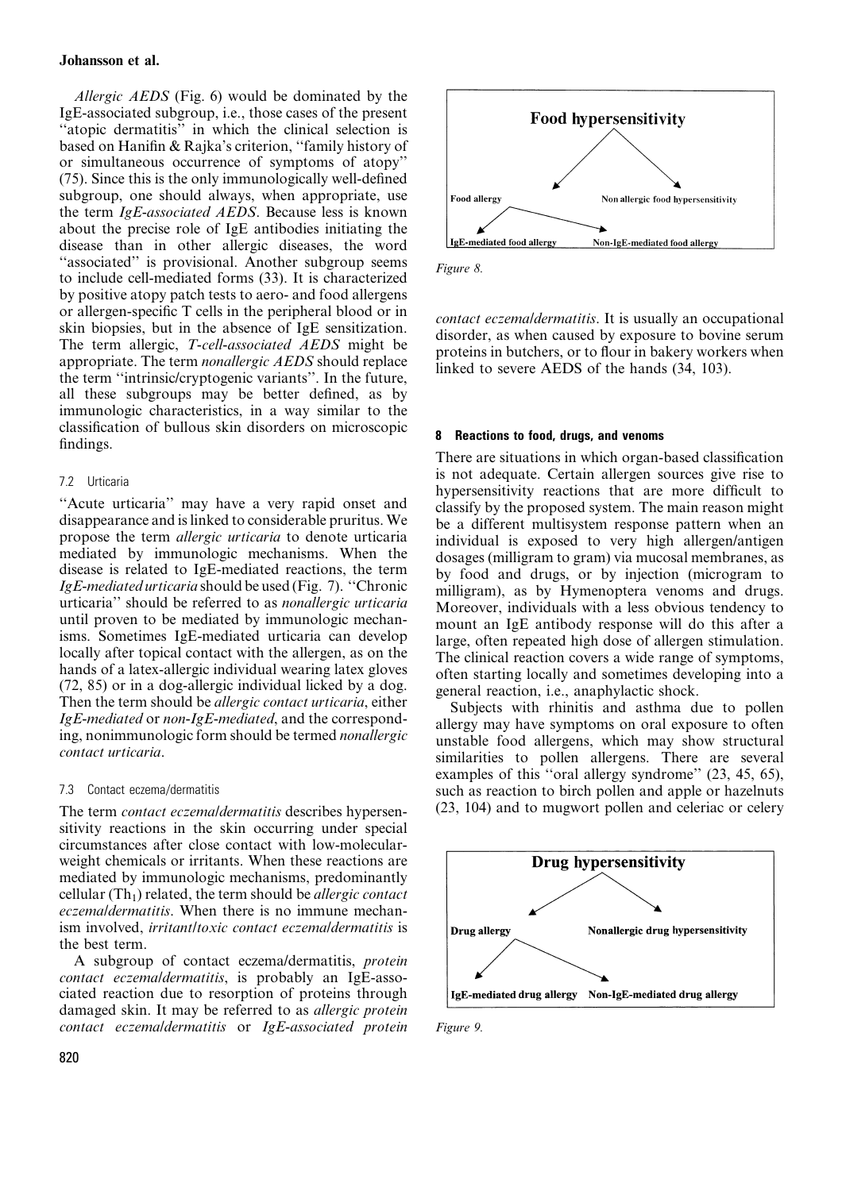*Allergic AEDS* (Fig. 6) would be dominated by the IgE-associated subgroup, i.e., those cases of the present "atopic dermatitis" in which the clinical selection is based on Hanifin & Rajka's criterion, "family history of or simultaneous occurrence of symptoms of atopy" (75). Since this is the only immunologically well-defined subgroup, one should always, when appropriate, use the term *IgE-associated AEDS*. Because less is known about the precise role of IgE antibodies initiating the disease than in other allergic diseases, the word "associated" is provisional. Another subgroup seems to include cell-mediated forms (33). It is characterized by positive atopy patch tests to aero- and food allergens or allergen-specific T cells in the peripheral blood or in skin biopsies, but in the absence of IgE sensitization. The term allergic, *T-cell-associated AEDS* might be appropriate. The term *nonallergic AEDS* should replace the term "intrinsic/cryptogenic variants". In the future, all these subgroups may be better defined, as by immunologic characteristics, in a way similar to the classification of bullous skin disorders on microscopic findings.

### 7.2 Urticaria

"Acute urticaria" may have a very rapid onset and disappearance and is linked to considerable pruritus. We propose the term *allergic urticaria* to denote urticaria mediated by immunologic mechanisms. When the disease is related to IgE-mediated reactions, the term *IgE-mediated urticaria* should be used (Fig. 7). "Chronic urticaria" should be referred to as *nonallergic urticaria* until proven to be mediated by immunologic mechanisms. Sometimes IgE-mediated urticaria can develop locally after topical contact with the allergen, as on the hands of a latex-allergic individual wearing latex gloves (72, 85) or in a dog-allergic individual licked by a dog. Then the term should be *allergic contact urticaria*, either *IgE-mediated* or *non-IgE-mediated*, and the corresponding, nonimmunologic form should be termed *nonallergic contact urticaria*.

### 7.3 Contact eczema/dermatitis

The term *contact eczema/dermatitis* describes hypersensitivity reactions in the skin occurring under special circumstances after close contact with low-molecular-weight chemicals or irritants. When these reactions are mediated by immunologic mechanisms, predominantly cellular ($Th_1$) related, the term should be *allergic contact eczema/dermatitis*. When there is no immune mechanism involved, *irritant/toxic contact eczema/dermatitis* is the best term.

A subgroup of contact eczema/dermatitis, *protein contact eczema/dermatitis*, is probably an IgE-associated reaction due to resorption of proteins through damaged skin. It may be referred to as *allergic protein contact eczema/dermatitis* or *IgE-associated protein contact eczema/dermatitis*. It is usually an occupational disorder, as when caused by exposure to bovine serum proteins in butchers, or to flour in bakery workers when linked to severe AEDS of the hands (34, 103).

**Food hypersensitivity**
- Food allergy
  - IgE-mediated food allergy
  - Non-IgE-mediated food allergy
- Non allergic food hypersensitivity

*Figure 8.*

## 8 Reactions to food, drugs, and venoms

There are situations in which organ-based classification is not adequate. Certain allergen sources give rise to hypersensitivity reactions that are more difficult to classify by the proposed system. The main reason might be a different multisystem response pattern when an individual is exposed to very high allergen/antigen dosages (milligram to gram) via mucosal membranes, as by food and drugs, or by injection (microgram to milligram), as by Hymenoptera venoms and drugs. Moreover, individuals with a less obvious tendency to mount an IgE antibody response will do this after a large, often repeated high dose of allergen stimulation. The clinical reaction covers a wide range of symptoms, often starting locally and sometimes developing into a general reaction, i.e., anaphylactic shock.

Subjects with rhinitis and asthma due to pollen allergy may have symptoms on oral exposure to often unstable food allergens, which may show structural similarities to pollen allergens. There are several examples of this "oral allergy syndrome" (23, 45, 65), such as reaction to birch pollen and apple or hazelnuts (23, 104) and to mugwort pollen and celeriac or celery

**Drug hypersensitivity**
- Drug allergy
  - IgE-mediated drug allergy
  - Non-IgE-mediated drug allergy
- Nonallergic drug hypersensitivity

*Figure 9.*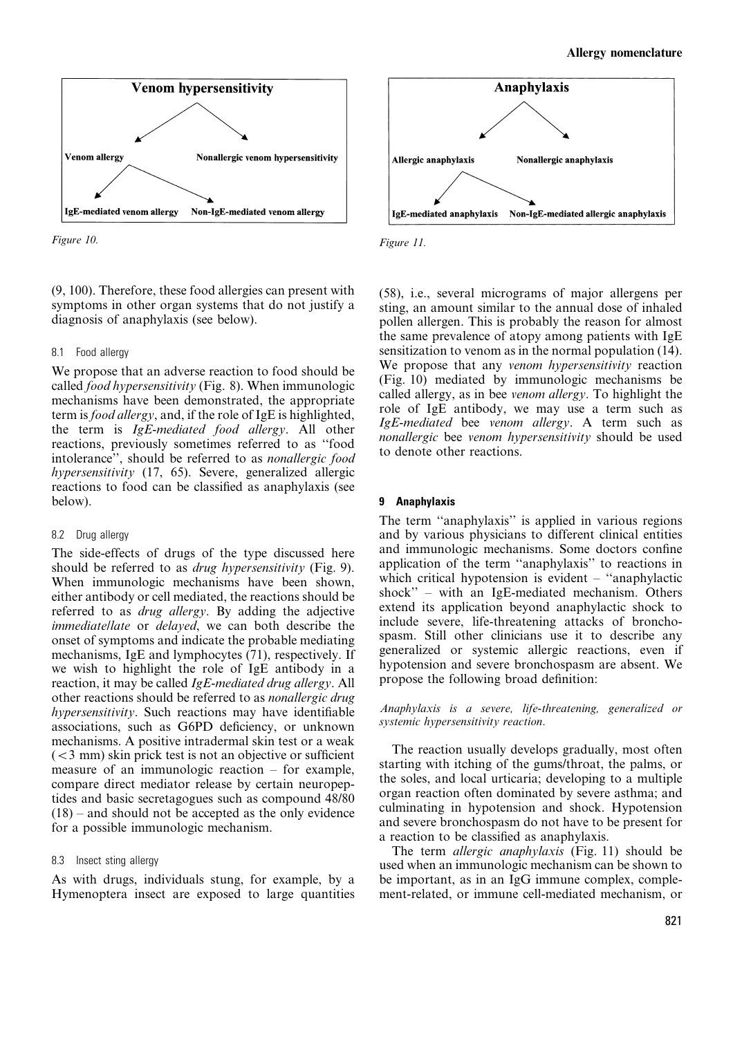Venom hypersensitivity

Venom allergy — Nonallergic venom hypersensitivity

IgE-mediated venom allergy — Non-IgE-mediated venom allergy

*Figure 10.*

Anaphylaxis

Allergic anaphylaxis — Nonallergic anaphylaxis

IgE-mediated anaphylaxis — Non-IgE-mediated allergic anaphylaxis

*Figure 11.*

(9, 100). Therefore, these food allergies can present with symptoms in other organ systems that do not justify a diagnosis of anaphylaxis (see below).

### 8.1 Food allergy

We propose that an adverse reaction to food should be called *food hypersensitivity* (Fig. 8). When immunologic mechanisms have been demonstrated, the appropriate term is *food allergy*, and, if the role of IgE is highlighted, the term is *IgE-mediated food allergy*. All other reactions, previously sometimes referred to as ''food intolerance'', should be referred to as *nonallergic food hypersensitivity* (17, 65). Severe, generalized allergic reactions to food can be classified as anaphylaxis (see below).

### 8.2 Drug allergy

The side-effects of drugs of the type discussed here should be referred to as *drug hypersensitivity* (Fig. 9). When immunologic mechanisms have been shown, either antibody or cell mediated, the reactions should be referred to as *drug allergy*. By adding the adjective *immediatellate* or *delayed*, we can both describe the onset of symptoms and indicate the probable mediating mechanisms, IgE and lymphocytes (71), respectively. If we wish to highlight the role of IgE antibody in a reaction, it may be called *IgE-mediated drug allergy*. All other reactions should be referred to as *nonallergic drug hypersensitivity*. Such reactions may have identifiable associations, such as G6PD deficiency, or unknown mechanisms. A positive intradermal skin test or a weak ($<3$ mm) skin prick test is not an objective or sufficient measure of an immunologic reaction – for example, compare direct mediator release by certain neuropeptides and basic secretagogues such as compound 48/80 (18) – and should not be accepted as the only evidence for a possible immunologic mechanism.

### 8.3 Insect sting allergy

As with drugs, individuals stung, for example, by a Hymenoptera insect are exposed to large quantities (58), i.e., several micrograms of major allergens per sting, an amount similar to the annual dose of inhaled pollen allergen. This is probably the reason for almost the same prevalence of atopy among patients with IgE sensitization to venom as in the normal population (14). We propose that any *venom hypersensitivity* reaction (Fig. 10) mediated by immunologic mechanisms be called allergy, as in bee *venom allergy*. To highlight the role of IgE antibody, we may use a term such as *IgE-mediated* bee *venom allergy*. A term such as *nonallergic* bee *venom hypersensitivity* should be used to denote other reactions.

## 9 Anaphylaxis

The term ''anaphylaxis'' is applied in various regions and by various physicians to different clinical entities and immunologic mechanisms. Some doctors confine application of the term ''anaphylaxis'' to reactions in which critical hypotension is evident – ''anaphylactic shock'' – with an IgE-mediated mechanism. Others extend its application beyond anaphylactic shock to include severe, life-threatening attacks of bronchospasm. Still other clinicians use it to describe any generalized or systemic allergic reactions, even if hypotension and severe bronchospasm are absent. We propose the following broad definition:

*Anaphylaxis is a severe, life-threatening, generalized or systemic hypersensitivity reaction.*

The reaction usually develops gradually, most often starting with itching of the gums/throat, the palms, or the soles, and local urticaria; developing to a multiple organ reaction often dominated by severe asthma; and culminating in hypotension and shock. Hypotension and severe bronchospasm do not have to be present for a reaction to be classified as anaphylaxis.

The term *allergic anaphylaxis* (Fig. 11) should be used when an immunologic mechanism can be shown to be important, as in an IgG immune complex, complement-related, or immune cell-mediated mechanism, or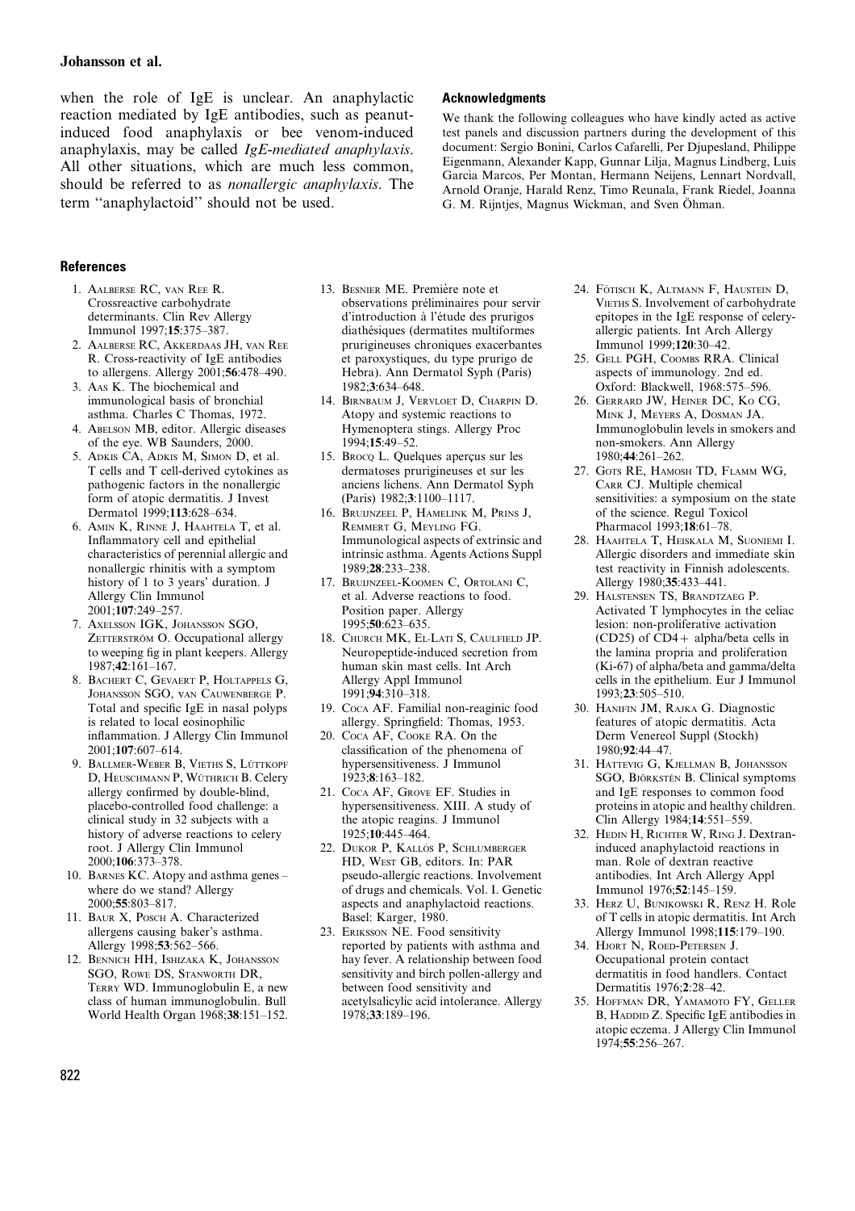when the role of IgE is unclear. An anaphylactic reaction mediated by IgE antibodies, such as peanut-induced food anaphylaxis or bee venom-induced anaphylaxis, may be called *IgE-mediated anaphylaxis*. All other situations, which are much less common, should be referred to as *nonallergic anaphylaxis*. The term ''anaphylactoid'' should not be used.

## Acknowledgments

We thank the following colleagues who have kindly acted as active test panels and discussion partners during the development of this document: Sergio Bonini, Carlos Cafarelli, Per Djupesland, Philippe Eigenmann, Alexander Kapp, Gunnar Lilja, Magnus Lindberg, Luis Garcia Marcos, Per Montan, Hermann Neijens, Lennart Nordvall, Arnold Oranje, Harald Renz, Timo Reunala, Frank Riedel, Joanna G. M. Rijntjes, Magnus Wickman, and Sven Öhman.

## References

1. Aalberse RC, van Ree R. Crossreactive carbohydrate determinants. Clin Rev Allergy Immunol 1997;**15**:375–387.
2. Aalberse RC, Akkerdaas JH, van Ree R. Cross-reactivity of IgE antibodies to allergens. Allergy 2001;**56**:478–490.
3. Aas K. The biochemical and immunological basis of bronchial asthma. Charles C Thomas, 1972.
4. Abelson MB, editor. Allergic diseases of the eye. WB Saunders, 2000.
5. Adkis CA, Adkis M, Simon D, et al. T cells and T cell-derived cytokines as pathogenic factors in the nonallergic form of atopic dermatitis. J Invest Dermatol 1999;**113**:628–634.
6. Amin K, Rinne J, Haahtela T, et al. Inflammatory cell and epithelial characteristics of perennial allergic and nonallergic rhinitis with a symptom history of 1 to 3 years' duration. J Allergy Clin Immunol 2001;**107**:249–257.
7. Axelsson IGK, Johansson SGO, Zetterström O. Occupational allergy to weeping fig in plant keepers. Allergy 1987;**42**:161–167.
8. Bachert C, Gevaert P, Holtappels G, Johansson SGO, van Cauwenberge P. Total and specific IgE in nasal polyps is related to local eosinophilic inflammation. J Allergy Clin Immunol 2001;**107**:607–614.
9. Ballmer-Weber B, Vieths S, Lüttkopf D, Heuschmann P, Wüthrich B. Celery allergy confirmed by double-blind, placebo-controlled food challenge: a clinical study in 32 subjects with a history of adverse reactions to celery root. J Allergy Clin Immunol 2000;**106**:373–378.
10. Barnes KC. Atopy and asthma genes – where do we stand? Allergy 2000;**55**:803–817.
11. Baur X, Posch A. Characterized allergens causing baker's asthma. Allergy 1998;**53**:562–566.
12. Bennich HH, Ishizaka K, Johansson SGO, Rowe DS, Stanworth DR, Terry WD. Immunoglobulin E, a new class of human immunoglobulin. Bull World Health Organ 1968;**38**:151–152.
13. Besnier ME. Première note et observations préliminaires pour servir d'introduction à l'étude des prurigos diathésiques (dermatites multiformes prurigineuses chroniques exacerbantes et paroxystiques, du type prurigo de Hebra). Ann Dermatol Syph (Paris) 1982;**3**:634–648.
14. Birnbaum J, Vervloet D, Charpin D. Atopy and systemic reactions to Hymenoptera stings. Allergy Proc 1994;**15**:49–52.
15. Brocq L. Quelques aperçus sur les dermatoses prurigineuses et sur les anciens lichens. Ann Dermatol Syph (Paris) 1982;**3**:1100–1117.
16. Bruijnzeel P, Hamelink M, Prins J, Remmert G, Meyling FG. Immunological aspects of extrinsic and intrinsic asthma. Agents Actions Suppl 1989;**28**:233–238.
17. Bruijnzeel-Koomen C, Ortolani C, et al. Adverse reactions to food. Position paper. Allergy 1995;**50**:623–635.
18. Church MK, El-Lati S, Caulfield JP. Neuropeptide-induced secretion from human skin mast cells. Int Arch Allergy Appl Immunol 1991;**94**:310–318.
19. Coca AF. Familial non-reaginic food allergy. Springfield: Thomas, 1953.
20. Coca AF, Cooke RA. On the classification of the phenomena of hypersensitiveness. J Immunol 1923;**8**:163–182.
21. Coca AF, Grove EF. Studies in hypersensitiveness. XIII. A study of the atopic reagins. J Immunol 1925;**10**:445–464.
22. Dukor P, Kallós P, Schlumberger HD, West GB, editors. In: PAR pseudo-allergic reactions. Involvement of drugs and chemicals. Vol. I. Genetic aspects and anaphylactoid reactions. Basel: Karger, 1980.
23. Eriksson NE. Food sensitivity reported by patients with asthma and hay fever. A relationship between food sensitivity and birch pollen-allergy and between food sensitivity and acetylsalicylic acid intolerance. Allergy 1978;**33**:189–196.
24. Fötisch K, Altmann F, Haustein D, Vieths S. Involvement of carbohydrate epitopes in the IgE response of celery-allergic patients. Int Arch Allergy Immunol 1999;**120**:30–42.
25. Gell PGH, Coombs RRA. Clinical aspects of immunology. 2nd ed. Oxford: Blackwell, 1968:575–596.
26. Gerrard JW, Heiner DC, Ko CG, Mink J, Meyers A, Dosman JA. Immunoglobulin levels in smokers and non-smokers. Ann Allergy 1980;**44**:261–262.
27. Gots RE, Hamosh TD, Flamm WG, Carr CJ. Multiple chemical sensitivities: a symposium on the state of the science. Regul Toxicol Pharmacol 1993;**18**:61–78.
28. Haahtela T, Heiskala M, Suoniemi I. Allergic disorders and immediate skin test reactivity in Finnish adolescents. Allergy 1980;**35**:433–441.
29. Halstensen TS, Brandtzaeg P. Activated T lymphocytes in the celiac lesion: non-proliferative activation (CD25) of CD4+ alpha/beta cells in the lamina propria and proliferation (Ki-67) of alpha/beta and gamma/delta cells in the epithelium. Eur J Immunol 1993;**23**:505–510.
30. Hanifin JM, Rajka G. Diagnostic features of atopic dermatitis. Acta Derm Venereol Suppl (Stockh) 1980;**92**:44–47.
31. Hattevig G, Kjellman B, Johansson SGO, Björkstén B. Clinical symptoms and IgE responses to common food proteins in atopic and healthy children. Clin Allergy 1984;**14**:551–559.
32. Hedin H, Richter W, Ring J. Dextran-induced anaphylactoid reactions in man. Role of dextran reactive antibodies. Int Arch Allergy Appl Immunol 1976;**52**:145–159.
33. Herz U, Bunikowski R, Renz H. Role of T cells in atopic dermatitis. Int Arch Allergy Immunol 1998;**115**:179–190.
34. Hjort N, Roed-Petersen J. Occupational protein contact dermatitis in food handlers. Contact Dermatitis 1976;**2**:28–42.
35. Hoffman DR, Yamamoto FY, Geller B, Haddid Z. Specific IgE antibodies in atopic eczema. J Allergy Clin Immunol 1974;**55**:256–267.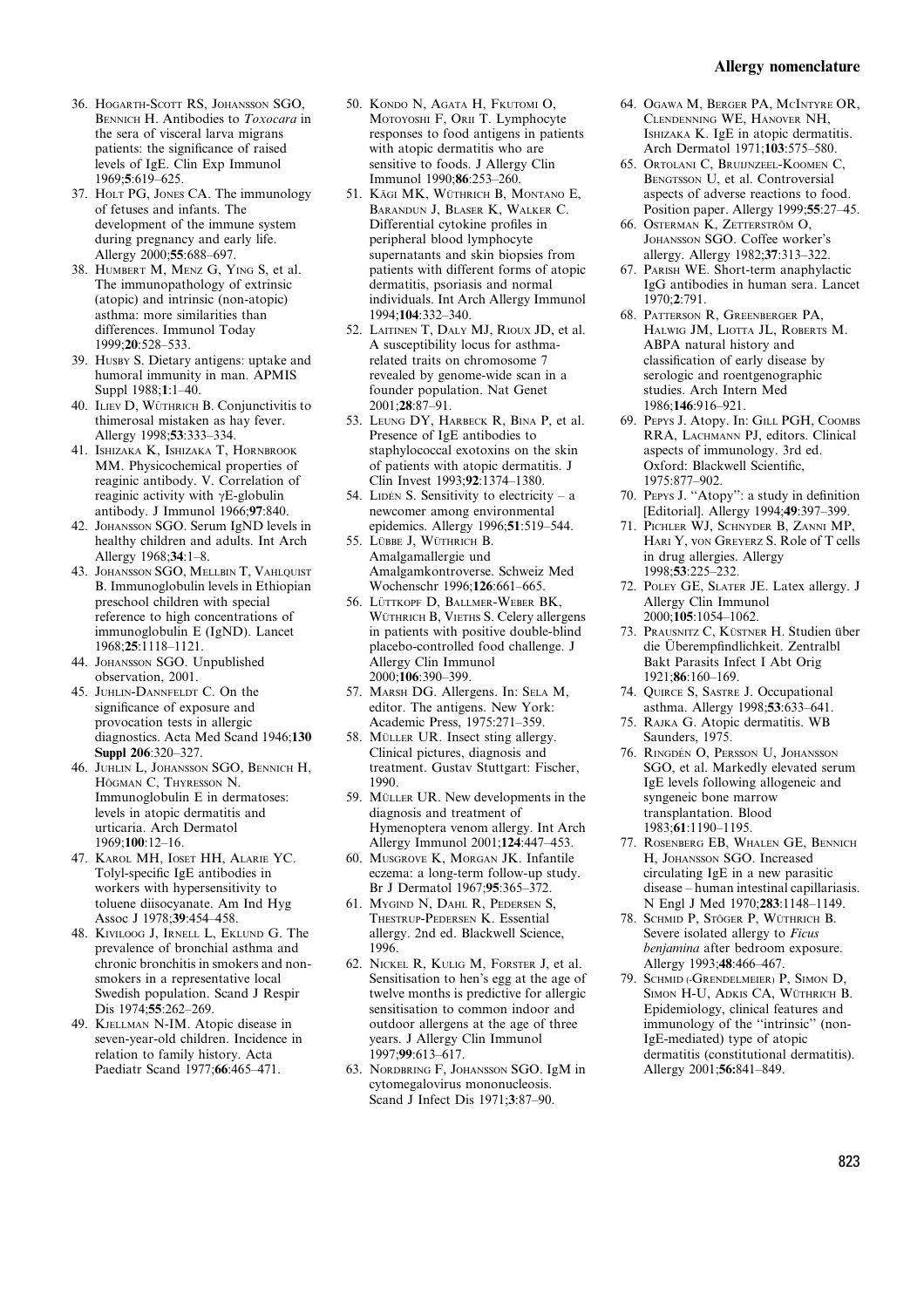36. Hogarth-Scott RS, Johansson SGO, Bennich H. Antibodies to *Toxocara* in the sera of visceral larva migrans patients: the significance of raised levels of IgE. Clin Exp Immunol 1969;**5**:619–625.
37. Holt PG, Jones CA. The immunology of fetuses and infants. The development of the immune system during pregnancy and early life. Allergy 2000;**55**:688–697.
38. Humbert M, Menz G, Ying S, et al. The immunopathology of extrinsic (atopic) and intrinsic (non-atopic) asthma: more similarities than differences. Immunol Today 1999;**20**:528–533.
39. Husby S. Dietary antigens: uptake and humoral immunity in man. APMIS Suppl 1988;**1**:1–40.
40. Iliev D, Wüthrich B. Conjunctivitis to thimerosal mistaken as hay fever. Allergy 1998;**53**:333–334.
41. Ishizaka K, Ishizaka T, Hornbrook MM. Physicochemical properties of reaginic antibody. V. Correlation of reaginic activity with γE-globulin antibody. J Immunol 1966;**97**:840.
42. Johansson SGO. Serum IgND levels in healthy children and adults. Int Arch Allergy 1968;**34**:1–8.
43. Johansson SGO, Mellbin T, Vahlquist B. Immunoglobulin levels in Ethiopian preschool children with special reference to high concentrations of immunoglobulin E (IgND). Lancet 1968;**25**:1118–1121.
44. Johansson SGO. Unpublished observation, 2001.
45. Juhlin-Dannfeldt C. On the significance of exposure and provocation tests in allergic diagnostics. Acta Med Scand 1946;**130 Suppl 206**:320–327.
46. Juhlin L, Johansson SGO, Bennich H, Högman C, Thyresson N. Immunoglobulin E in dermatoses: levels in atopic dermatitis and urticaria. Arch Dermatol 1969;**100**:12–16.
47. Karol MH, Ioset HH, Alarie YC. Tolyl-specific IgE antibodies in workers with hypersensitivity to toluene diisocyanate. Am Ind Hyg Assoc J 1978;**39**:454–458.
48. Kiviloog J, Irnell L, Eklund G. The prevalence of bronchial asthma and chronic bronchitis in smokers and non-smokers in a representative local Swedish population. Scand J Respir Dis 1974;**55**:262–269.
49. Kjellman N-IM. Atopic disease in seven-year-old children. Incidence in relation to family history. Acta Paediatr Scand 1977;**66**:465–471.
50. Kondo N, Agata H, Fkutomi O, Motoyoshi F, Orii T. Lymphocyte responses to food antigens in patients with atopic dermatitis who are sensitive to foods. J Allergy Clin Immunol 1990;**86**:253–260.
51. Kägi MK, Wüthrich B, Montano E, Barandun J, Blaser K, Walker C. Differential cytokine profiles in peripheral blood lymphocyte supernatants and skin biopsies from patients with different forms of atopic dermatitis, psoriasis and normal individuals. Int Arch Allergy Immunol 1994;**104**:332–340.
52. Laitinen T, Daly MJ, Rioux JD, et al. A susceptibility locus for asthma-related traits on chromosome 7 revealed by genome-wide scan in a founder population. Nat Genet 2001;**28**:87–91.
53. Leung DY, Harbeck R, Bina P, et al. Presence of IgE antibodies to staphylococcal exotoxins on the skin of patients with atopic dermatitis. J Clin Invest 1993;**92**:1374–1380.
54. Lidén S. Sensitivity to electricity – a newcomer among environmental epidemics. Allergy 1996;**51**:519–544.
55. Lübbe J, Wüthrich B. Amalgamallergie und Amalgamkontroverse. Schweiz Med Wochenschr 1996;**126**:661–665.
56. Lüttkopf D, Ballmer-Weber BK, Wüthrich B, Vieths S. Celery allergens in patients with positive double-blind placebo-controlled food challenge. J Allergy Clin Immunol 2000;**106**:390–399.
57. Marsh DG. Allergens. In: Sela M, editor. The antigens. New York: Academic Press, 1975:271–359.
58. Müller UR. Insect sting allergy. Clinical pictures, diagnosis and treatment. Gustav Stuttgart: Fischer, 1990.
59. Müller UR. New developments in the diagnosis and treatment of Hymenoptera venom allergy. Int Arch Allergy Immunol 2001;**124**:447–453.
60. Musgrove K, Morgan JK. Infantile eczema: a long-term follow-up study. Br J Dermatol 1967;**95**:365–372.
61. Mygind N, Dahl R, Pedersen S, Thestrup-Pedersen K. Essential allergy. 2nd ed. Blackwell Science, 1996.
62. Nickel R, Kulig M, Forster J, et al. Sensitisation to hen's egg at the age of twelve months is predictive for allergic sensitisation to common indoor and outdoor allergens at the age of three years. J Allergy Clin Immunol 1997;**99**:613–617.
63. Nordbring F, Johansson SGO. IgM in cytomegalovirus mononucleosis. Scand J Infect Dis 1971;**3**:87–90.
64. Ogawa M, Berger PA, McIntyre OR, Clendenning WE, Hanover NH, Ishizaka K. IgE in atopic dermatitis. Arch Dermatol 1971;**103**:575–580.
65. Ortolani C, Bruijnzeel-Koomen C, Bengtsson U, et al. Controversial aspects of adverse reactions to food. Position paper. Allergy 1999;**55**:27–45.
66. Osterman K, Zetterström O, Johansson SGO. Coffee worker's allergy. Allergy 1982;**37**:313–322.
67. Parish WE. Short-term anaphylactic IgG antibodies in human sera. Lancet 1970;**2**:791.
68. Patterson R, Greenberger PA, Halwig JM, Liotta JL, Roberts M. ABPA natural history and classification of early disease by serologic and roentgenographic studies. Arch Intern Med 1986;**146**:916–921.
69. Pepys J. Atopy. In: Gill PGH, Coombs RRA, Lachmann PJ, editors. Clinical aspects of immunology. 3rd ed. Oxford: Blackwell Scientific, 1975:877–902.
70. Pepys J. "Atopy": a study in definition [Editorial]. Allergy 1994;**49**:397–399.
71. Pichler WJ, Schnyder B, Zanni MP, Hari Y, von Greyerz S. Role of T cells in drug allergies. Allergy 1998;**53**:225–232.
72. Poley GE, Slater JE. Latex allergy. J Allergy Clin Immunol 2000;**105**:1054–1062.
73. Prausnitz C, Küstner H. Studien über die Überempfindlichkeit. Zentralbl Bakt Parasits Infect I Abt Orig 1921;**86**:160–169.
74. Quirce S, Sastre J. Occupational asthma. Allergy 1998;**53**:633–641.
75. Rajka G. Atopic dermatitis. WB Saunders, 1975.
76. Ringdén O, Persson U, Johansson SGO, et al. Markedly elevated serum IgE levels following allogeneic and syngeneic bone marrow transplantation. Blood 1983;**61**:1190–1195.
77. Rosenberg EB, Whalen GE, Bennich H, Johansson SGO. Increased circulating IgE in a new parasitic disease – human intestinal capillariasis. N Engl J Med 1970;**283**:1148–1149.
78. Schmid P, Stöger P, Wüthrich B. Severe isolated allergy to *Ficus benjamina* after bedroom exposure. Allergy 1993;**48**:466–467.
79. Schmid (-Grendelmeier) P, Simon D, Simon H-U, Adkis CA, Wüthrich B. Epidemiology, clinical features and immunology of the "intrinsic" (non-IgE-mediated) type of atopic dermatitis (constitutional dermatitis). Allergy 2001;**56:**841–849.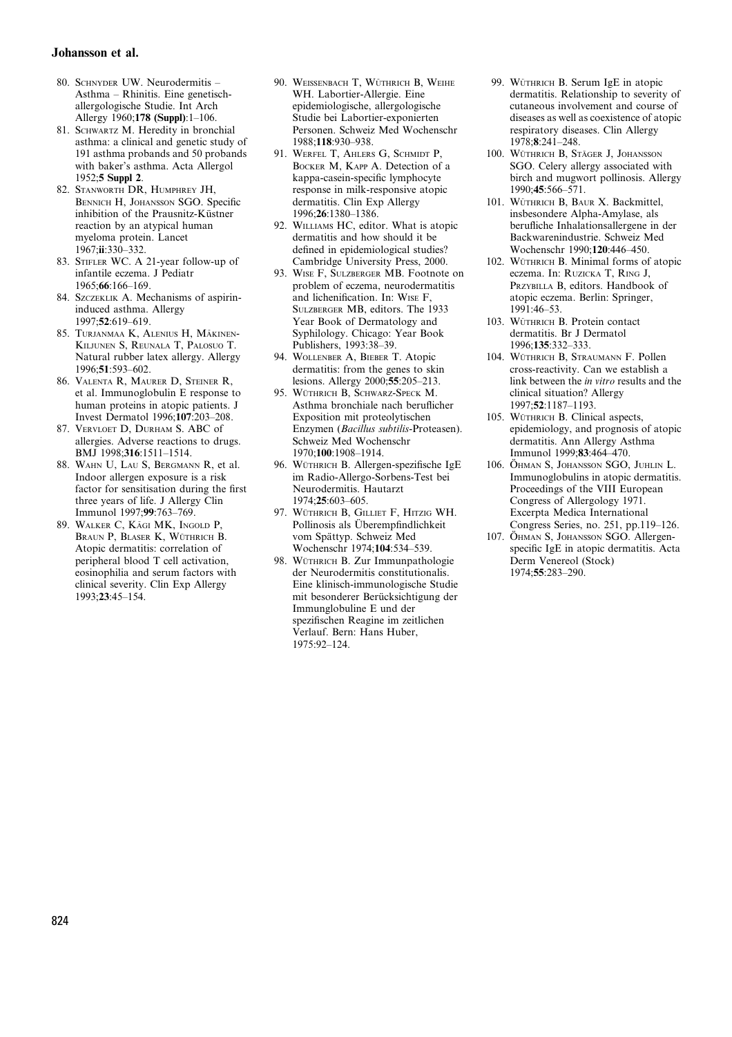80. Schnyder UW. Neurodermitis – Asthma – Rhinitis. Eine genetisch-allergologische Studie. Int Arch Allergy 1960;**178 (Suppl)**:1–106.
81. Schwartz M. Heredity in bronchial asthma: a clinical and genetic study of 191 asthma probands and 50 probands with baker's asthma. Acta Allergol 1952;**5 Suppl 2**.
82. Stanworth DR, Humphrey JH, Bennich H, Johansson SGO. Specific inhibition of the Prausnitz-Küstner reaction by an atypical human myeloma protein. Lancet 1967;**ii**:330–332.
83. Stifler WC. A 21-year follow-up of infantile eczema. J Pediatr 1965;**66**:166–169.
84. Szczeklik A. Mechanisms of aspirin-induced asthma. Allergy 1997;**52**:619–619.
85. Turjanmaa K, Alenius H, Mäkinen-Kiljunen S, Reunala T, Palosuo T. Natural rubber latex allergy. Allergy 1996;**51**:593–602.
86. Valenta R, Maurer D, Steiner R, et al. Immunoglobulin E response to human proteins in atopic patients. J Invest Dermatol 1996;**107**:203–208.
87. Vervloet D, Durham S. ABC of allergies. Adverse reactions to drugs. BMJ 1998;**316**:1511–1514.
88. Wahn U, Lau S, Bergmann R, et al. Indoor allergen exposure is a risk factor for sensitisation during the first three years of life. J Allergy Clin Immunol 1997;**99**:763–769.
89. Walker C, Kägi MK, Ingold P, Braun P, Blaser K, Wüthrich B. Atopic dermatitis: correlation of peripheral blood T cell activation, eosinophilia and serum factors with clinical severity. Clin Exp Allergy 1993;**23**:45–154.
90. Weissenbach T, Wüthrich B, Weihe WH. Labortier-Allergie. Eine epidemiologische, allergologische Studie bei Labortier-exponierten Personen. Schweiz Med Wochenschr 1988;**118**:930–938.
91. Werfel T, Ahlers G, Schmidt P, Bocker M, Kapp A. Detection of a kappa-casein-specific lymphocyte response in milk-responsive atopic dermatitis. Clin Exp Allergy 1996;**26**:1380–1386.
92. Williams HC, editor. What is atopic dermatitis and how should it be defined in epidemiological studies? Cambridge University Press, 2000.
93. Wise F, Sulzberger MB. Footnote on problem of eczema, neurodermatitis and lichenification. In: Wise F, Sulzberger MB, editors. The 1933 Year Book of Dermatology and Syphilology. Chicago: Year Book Publishers, 1993:38–39.
94. Wollenber A, Bieber T. Atopic dermatitis: from the genes to skin lesions. Allergy 2000;**55**:205–213.
95. Wüthrich B, Schwarz-Speck M. Asthma bronchiale nach beruflicher Exposition mit proteolytischen Enzymen (*Bacillus subtilis*-Proteasen). Schweiz Med Wochenschr 1970;**100**:1908–1914.
96. Wüthrich B. Allergen-spezifische IgE im Radio-Allergo-Sorbens-Test bei Neurodermitis. Hautarzt 1974;**25**:603–605.
97. Wüthrich B, Gilliet F, Hitzig WH. Pollinosis als Überempfindlichkeit vom Spättyp. Schweiz Med Wochenschr 1974;**104**:534–539.
98. Wüthrich B. Zur Immunpathologie der Neurodermitis constitutionalis. Eine klinisch-immunologische Studie mit besonderer Berücksichtigung der Immunglobuline E und der spezifischen Reagine im zeitlichen Verlauf. Bern: Hans Huber, 1975:92–124.
99. Wüthrich B. Serum IgE in atopic dermatitis. Relationship to severity of cutaneous involvement and course of diseases as well as coexistence of atopic respiratory diseases. Clin Allergy 1978;**8**:241–248.
100. Wüthrich B, Stäger J, Johansson SGO. Celery allergy associated with birch and mugwort pollinosis. Allergy 1990;**45**:566–571.
101. Wüthrich B, Baur X. Backmittel, insbesondere Alpha-Amylase, als berufliche Inhalationsallergene in der Backwarenindustrie. Schweiz Med Wochenschr 1990;**120**:446–450.
102. Wüthrich B. Minimal forms of atopic eczema. In: Ruzicka T, Ring J, Przybilla B, editors. Handbook of atopic eczema. Berlin: Springer, 1991:46–53.
103. Wüthrich B. Protein contact dermatitis. Br J Dermatol 1996;**135**:332–333.
104. Wüthrich B, Straumann F. Pollen cross-reactivity. Can we establish a link between the *in vitro* results and the clinical situation? Allergy 1997;**52**:1187–1193.
105. Wüthrich B. Clinical aspects, epidemiology, and prognosis of atopic dermatitis. Ann Allergy Asthma Immunol 1999;**83**:464–470.
106. Öhman S, Johansson SGO, Juhlin L. Immunoglobulins in atopic dermatitis. Proceedings of the VIII European Congress of Allergology 1971. Excerpta Medica International Congress Series, no. 251, pp.119–126.
107. Öhman S, Johansson SGO. Allergen-specific IgE in atopic dermatitis. Acta Derm Venereol (Stock) 1974;**55**:283–290.